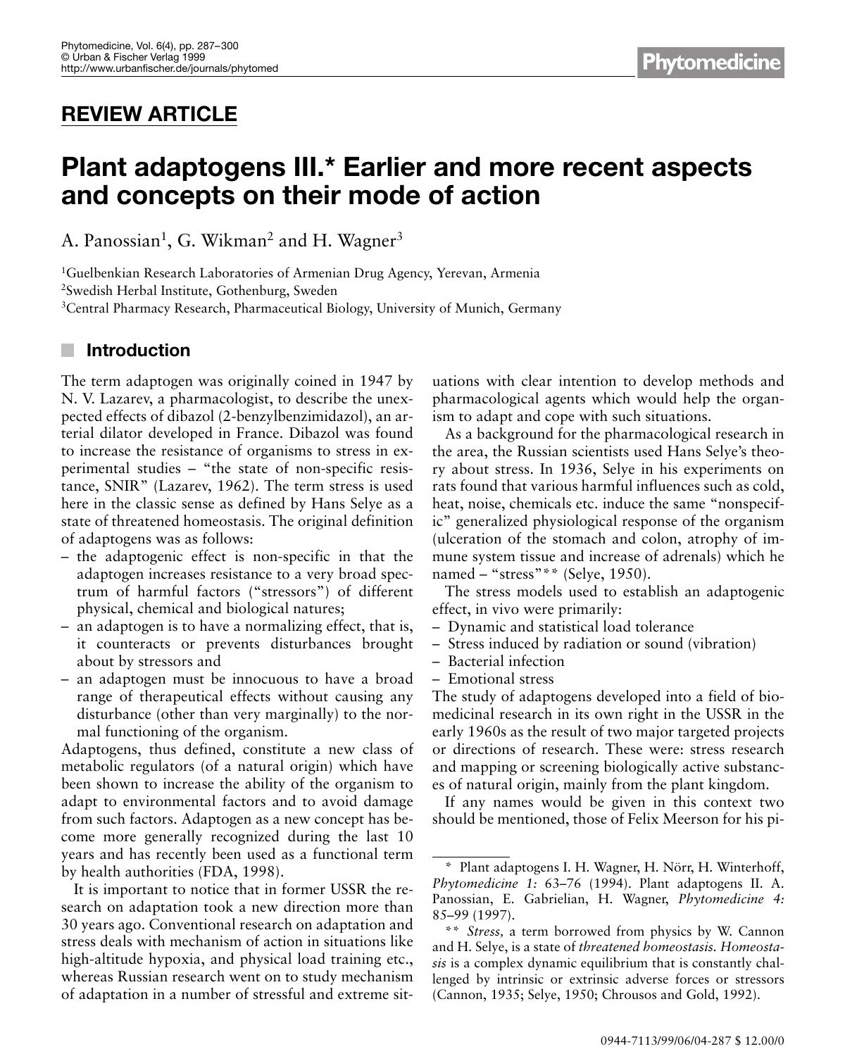REVIEW ARTICLE

# Plant adaptogens III.* Earlier and more recent aspects and concepts on their mode of action

A. Panossian[1], G. Wikman[2] and H. Wagner[3]

[1]Guelbenkian Research Laboratories of Armenian Drug Agency, Yerevan, Armenia
[2]Swedish Herbal Institute, Gothenburg, Sweden
[3]Central Pharmacy Research, Pharmaceutical Biology, University of Munich, Germany

## Introduction

The term adaptogen was originally coined in 1947 by N. V. Lazarev, a pharmacologist, to describe the unexpected effects of dibazol (2-benzylbenzimidazol), an arterial dilator developed in France. Dibazol was found to increase the resistance of organisms to stress in experimental studies – "the state of non-specific resistance, SNIR" (Lazarev, 1962). The term stress is used here in the classic sense as defined by Hans Selye as a state of threatened homeostasis. The original definition of adaptogens was as follows:

- the adaptogenic effect is non-specific in that the adaptogen increases resistance to a very broad spectrum of harmful factors ("stressors") of different physical, chemical and biological natures;
- an adaptogen is to have a normalizing effect, that is, it counteracts or prevents disturbances brought about by stressors and
- an adaptogen must be innocuous to have a broad range of therapeutical effects without causing any disturbance (other than very marginally) to the normal functioning of the organism.

Adaptogens, thus defined, constitute a new class of metabolic regulators (of a natural origin) which have been shown to increase the ability of the organism to adapt to environmental factors and to avoid damage from such factors. Adaptogen as a new concept has become more generally recognized during the last 10 years and has recently been used as a functional term by health authorities (FDA, 1998).

It is important to notice that in former USSR the research on adaptation took a new direction more than 30 years ago. Conventional research on adaptation and stress deals with mechanism of action in situations like high-altitude hypoxia, and physical load training etc., whereas Russian research went on to study mechanism of adaptation in a number of stressful and extreme situations with clear intention to develop methods and pharmacological agents which would help the organism to adapt and cope with such situations.

As a background for the pharmacological research in the area, the Russian scientists used Hans Selye's theory about stress. In 1936, Selye in his experiments on rats found that various harmful influences such as cold, heat, noise, chemicals etc. induce the same "nonspecific" generalized physiological response of the organism (ulceration of the stomach and colon, atrophy of immune system tissue and increase of adrenals) which he named – "stress"** (Selye, 1950).

The stress models used to establish an adaptogenic effect, in vivo were primarily:

- Dynamic and statistical load tolerance
- Stress induced by radiation or sound (vibration)
- Bacterial infection
- Emotional stress

The study of adaptogens developed into a field of biomedicinal research in its own right in the USSR in the early 1960s as the result of two major targeted projects or directions of research. These were: stress research and mapping or screening biologically active substances of natural origin, mainly from the plant kingdom.

If any names would be given in this context two should be mentioned, those of Felix Meerson for his pi-

---

\* Plant adaptogens I. H. Wagner, H. Nörr, H. Winterhoff, *Phytomedicine 1:* 63–76 (1994). Plant adaptogens II. A. Panossian, E. Gabrielian, H. Wagner, *Phytomedicine 4:* 85–99 (1997).

\*\* *Stress,* a term borrowed from physics by W. Cannon and H. Selye, is a state of *threatened homeostasis. Homeostasis* is a complex dynamic equilibrium that is constantly challenged by intrinsic or extrinsic adverse forces or stressors (Cannon, 1935; Selye, 1950; Chrousos and Gold, 1992).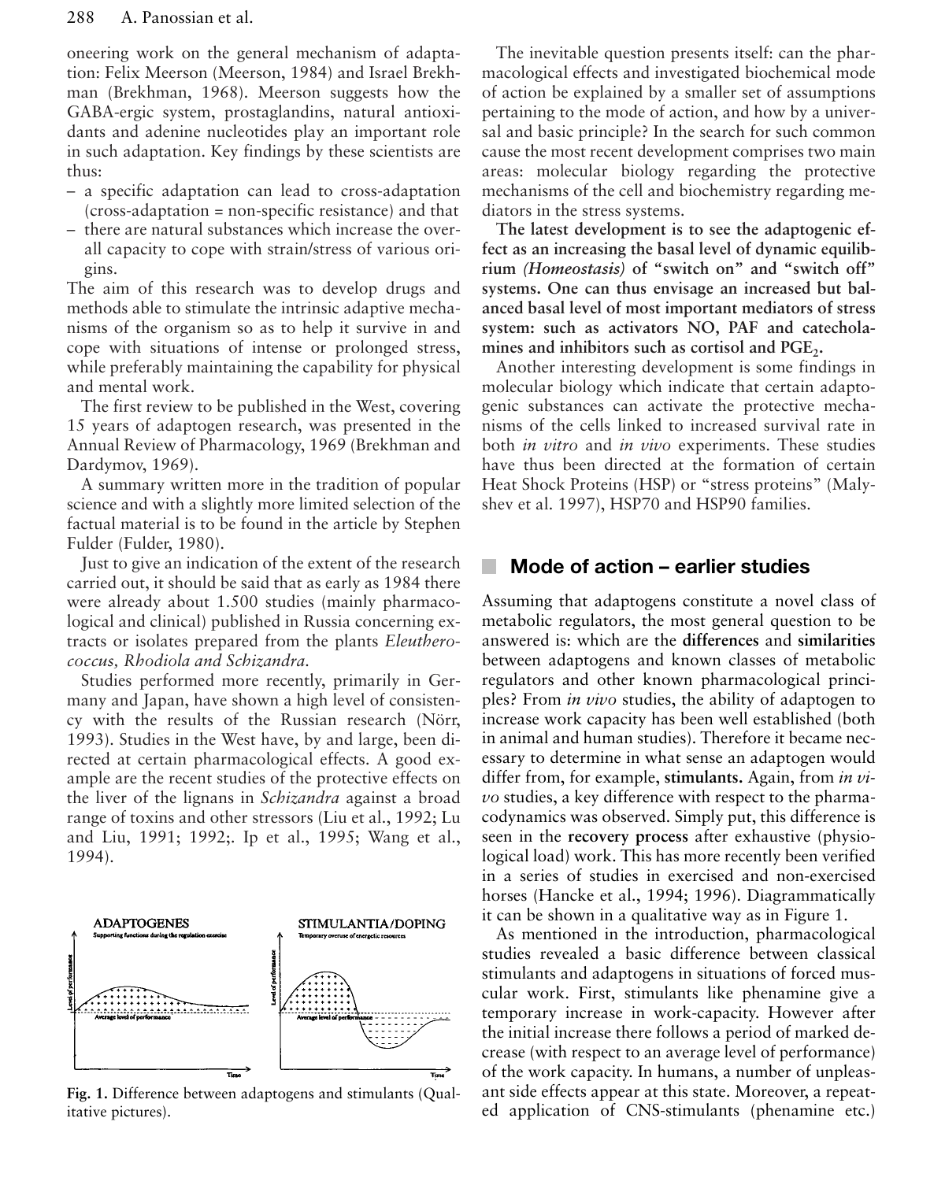oneering work on the general mechanism of adaptation: Felix Meerson (Meerson, 1984) and Israel Brekhman (Brekhman, 1968). Meerson suggests how the GABA-ergic system, prostaglandins, natural antioxidants and adenine nucleotides play an important role in such adaptation. Key findings by these scientists are thus:

– a specific adaptation can lead to cross-adaptation (cross-adaptation = non-specific resistance) and that
– there are natural substances which increase the overall capacity to cope with strain/stress of various origins.

The aim of this research was to develop drugs and methods able to stimulate the intrinsic adaptive mechanisms of the organism so as to help it survive in and cope with situations of intense or prolonged stress, while preferably maintaining the capability for physical and mental work.

The first review to be published in the West, covering 15 years of adaptogen research, was presented in the Annual Review of Pharmacology, 1969 (Brekhman and Dardymov, 1969).

A summary written more in the tradition of popular science and with a slightly more limited selection of the factual material is to be found in the article by Stephen Fulder (Fulder, 1980).

Just to give an indication of the extent of the research carried out, it should be said that as early as 1984 there were already about 1.500 studies (mainly pharmacological and clinical) published in Russia concerning extracts or isolates prepared from the plants *Eleutherococcus, Rhodiola and Schizandra.*

Studies performed more recently, primarily in Germany and Japan, have shown a high level of consistency with the results of the Russian research (Nörr, 1993). Studies in the West have, by and large, been directed at certain pharmacological effects. A good example are the recent studies of the protective effects on the liver of the lignans in *Schizandra* against a broad range of toxins and other stressors (Liu et al., 1992; Lu and Liu, 1991; 1992;. Ip et al., 1995; Wang et al., 1994).

**Fig. 1.** Difference between adaptogens and stimulants (Qualitative pictures).

The inevitable question presents itself: can the pharmacological effects and investigated biochemical mode of action be explained by a smaller set of assumptions pertaining to the mode of action, and how by a universal and basic principle? In the search for such common cause the most recent development comprises two main areas: molecular biology regarding the protective mechanisms of the cell and biochemistry regarding mediators in the stress systems.

**The latest development is to see the adaptogenic effect as an increasing the basal level of dynamic equilibrium *(Homeostasis)* of "switch on" and "switch off" systems. One can thus envisage an increased but balanced basal level of most important mediators of stress system: such as activators NO, PAF and catecholamines and inhibitors such as cortisol and $PGE_2$.**

Another interesting development is some findings in molecular biology which indicate that certain adaptogenic substances can activate the protective mechanisms of the cells linked to increased survival rate in both *in vitro* and *in vivo* experiments. These studies have thus been directed at the formation of certain Heat Shock Proteins (HSP) or "stress proteins" (Malyshev et al. 1997), HSP70 and HSP90 families.

## Mode of action – earlier studies

Assuming that adaptogens constitute a novel class of metabolic regulators, the most general question to be answered is: which are the **differences** and **similarities** between adaptogens and known classes of metabolic regulators and other known pharmacological principles? From *in vivo* studies, the ability of adaptogen to increase work capacity has been well established (both in animal and human studies). Therefore it became necessary to determine in what sense an adaptogen would differ from, for example, **stimulants.** Again, from *in vivo* studies, a key difference with respect to the pharmacodynamics was observed. Simply put, this difference is seen in the **recovery process** after exhaustive (physiological load) work. This has more recently been verified in a series of studies in exercised and non-exercised horses (Hancke et al., 1994; 1996). Diagrammatically it can be shown in a qualitative way as in Figure 1.

As mentioned in the introduction, pharmacological studies revealed a basic difference between classical stimulants and adaptogens in situations of forced muscular work. First, stimulants like phenamine give a temporary increase in work-capacity. However after the initial increase there follows a period of marked decrease (with respect to an average level of performance) of the work capacity. In humans, a number of unpleasant side effects appear at this state. Moreover, a repeated application of CNS-stimulants (phenamine etc.)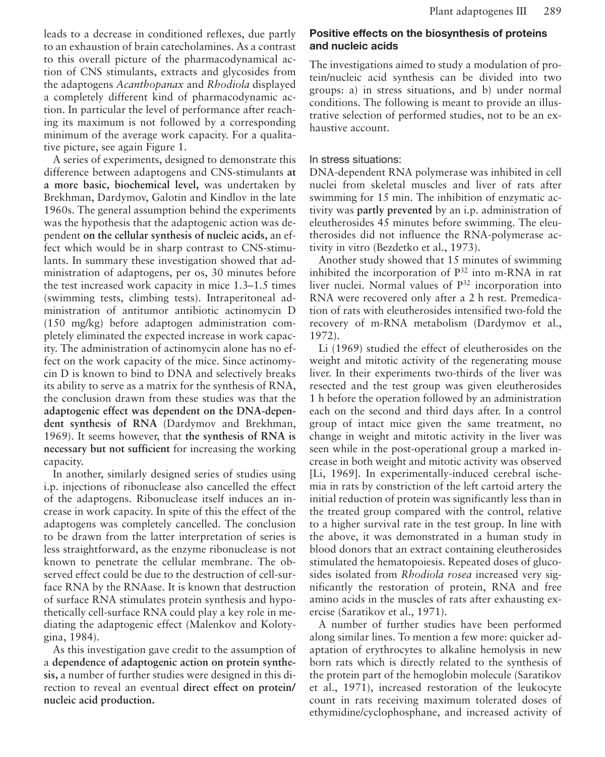leads to a decrease in conditioned reflexes, due partly to an exhaustion of brain catecholamines. As a contrast to this overall picture of the pharmacodynamical action of CNS stimulants, extracts and glycosides from the adaptogens *Acanthopanax* and *Rhodiola* displayed a completely different kind of pharmacodynamic action. In particular the level of performance after reaching its maximum is not followed by a corresponding minimum of the average work capacity. For a qualitative picture, see again Figure 1.

A series of experiments, designed to demonstrate this difference between adaptogens and CNS-stimulants **at a more basic, biochemical level,** was undertaken by Brekhman, Dardymov, Galotin and Kindlov in the late 1960s. The general assumption behind the experiments was the hypothesis that the adaptogenic action was dependent **on the cellular synthesis of nucleic acids,** an effect which would be in sharp contrast to CNS-stimulants. In summary these investigation showed that administration of adaptogens, per os, 30 minutes before the test increased work capacity in mice 1.3–1.5 times (swimming tests, climbing tests). Intraperitoneal administration of antitumor antibiotic actinomycin D (150 mg/kg) before adaptogen administration completely eliminated the expected increase in work capacity. The administration of actinomycin alone has no effect on the work capacity of the mice. Since actinomycin D is known to bind to DNA and selectively breaks its ability to serve as a matrix for the synthesis of RNA, the conclusion drawn from these studies was that the **adaptogenic effect was dependent on the DNA-dependent synthesis of RNA** (Dardymov and Brekhman, 1969). It seems however, that **the synthesis of RNA is necessary but not sufficient** for increasing the working capacity.

In another, similarly designed series of studies using i.p. injections of ribonuclease also cancelled the effect of the adaptogens. Ribonuclease itself induces an increase in work capacity. In spite of this the effect of the adaptogens was completely cancelled. The conclusion to be drawn from the latter interpretation of series is less straightforward, as the enzyme ribonuclease is not known to penetrate the cellular membrane. The observed effect could be due to the destruction of cell-surface RNA by the RNAase. It is known that destruction of surface RNA stimulates protein synthesis and hypothetically cell-surface RNA could play a key role in mediating the adaptogenic effect (Malenkov and Kolotygina, 1984).

As this investigation gave credit to the assumption of a **dependence of adaptogenic action on protein synthesis,** a number of further studies were designed in this direction to reveal an eventual **direct effect on protein/nucleic acid production.**

### Positive effects on the biosynthesis of proteins and nucleic acids

The investigations aimed to study a modulation of protein/nucleic acid synthesis can be divided into two groups: a) in stress situations, and b) under normal conditions. The following is meant to provide an illustrative selection of performed studies, not to be an exhaustive account.

#### In stress situations:

DNA-dependent RNA polymerase was inhibited in cell nuclei from skeletal muscles and liver of rats after swimming for 15 min. The inhibition of enzymatic activity was **partly prevented** by an i.p. administration of eleutherosides 45 minutes before swimming. The eleutherosides did not influence the RNA-polymerase activity in vitro (Bezdetko et al., 1973).

Another study showed that 15 minutes of swimming inhibited the incorporation of $P^{32}$ into m-RNA in rat liver nuclei. Normal values of $P^{32}$ incorporation into RNA were recovered only after a 2 h rest. Premedication of rats with eleutherosides intensified two-fold the recovery of m-RNA metabolism (Dardymov et al., 1972).

Li (1969) studied the effect of eleutherosides on the weight and mitotic activity of the regenerating mouse liver. In their experiments two-thirds of the liver was resected and the test group was given eleutherosides 1 h before the operation followed by an administration each on the second and third days after. In a control group of intact mice given the same treatment, no change in weight and mitotic activity in the liver was seen while in the post-operational group a marked increase in both weight and mitotic activity was observed [Li, 1969]. In experimentally-induced cerebral ischemia in rats by constriction of the left cartoid artery the initial reduction of protein was significantly less than in the treated group compared with the control, relative to a higher survival rate in the test group. In line with the above, it was demonstrated in a human study in blood donors that an extract containing eleutherosides stimulated the hematopoiesis. Repeated doses of glucosides isolated from *Rhodiola rosea* increased very significantly the restoration of protein, RNA and free amino acids in the muscles of rats after exhausting exercise (Saratikov et al., 1971).

A number of further studies have been performed along similar lines. To mention a few more: quicker adaptation of erythrocytes to alkaline hemolysis in new born rats which is directly related to the synthesis of the protein part of the hemoglobin molecule (Saratikov et al., 1971), increased restoration of the leukocyte count in rats receiving maximum tolerated doses of ethymidine/cyclophosphane, and increased activity of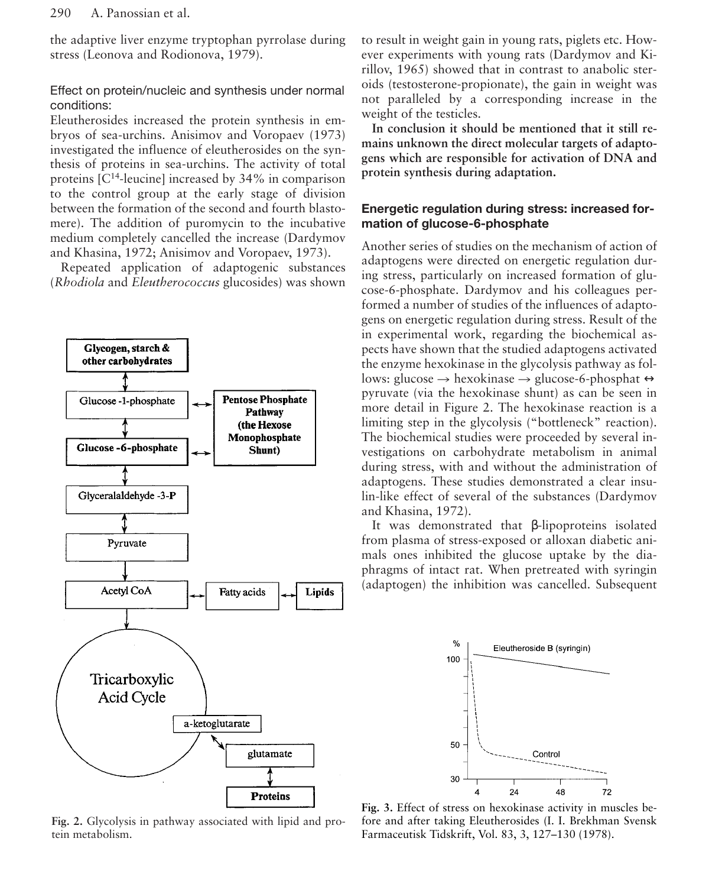the adaptive liver enzyme tryptophan pyrrolase during stress (Leonova and Rodionova, 1979).

### Effect on protein/nucleic and synthesis under normal conditions:

Eleutherosides increased the protein synthesis in embryos of sea-urchins. Anisimov and Voropaev (1973) investigated the influence of eleutherosides on the synthesis of proteins in sea-urchins. The activity of total proteins [$C^{14}$-leucine] increased by 34% in comparison to the control group at the early stage of division between the formation of the second and fourth blastomere). The addition of puromycin to the incubative medium completely cancelled the increase (Dardymov and Khasina, 1972; Anisimov and Voropaev, 1973).

Repeated application of adaptogenic substances (*Rhodiola* and *Eleutherococcus* glucosides) was shown to result in weight gain in young rats, piglets etc. However experiments with young rats (Dardymov and Kirillov, 1965) showed that in contrast to anabolic steroids (testosterone-propionate), the gain in weight was not paralleled by a corresponding increase in the weight of the testicles.

**In conclusion it should be mentioned that it still remains unknown the direct molecular targets of adaptogens which are responsible for activation of DNA and protein synthesis during adaptation.**

Fig. 2. Glycolysis in pathway associated with lipid and protein metabolism.

### Energetic regulation during stress: increased formation of glucose-6-phosphate

Another series of studies on the mechanism of action of adaptogens were directed on energetic regulation during stress, particularly on increased formation of glucose-6-phosphate. Dardymov and his colleagues performed a number of studies of the influences of adaptogens on energetic regulation during stress. Result of the in experimental work, regarding the biochemical aspects have shown that the studied adaptogens activated the enzyme hexokinase in the glycolysis pathway as follows: glucose → hexokinase → glucose-6-phosphat ↔ pyruvate (via the hexokinase shunt) as can be seen in more detail in Figure 2. The hexokinase reaction is a limiting step in the glycolysis ("bottleneck" reaction). The biochemical studies were proceeded by several investigations on carbohydrate metabolism in animal during stress, with and without the administration of adaptogens. These studies demonstrated a clear insulin-like effect of several of the substances (Dardymov and Khasina, 1972).

It was demonstrated that β-lipoproteins isolated from plasma of stress-exposed or alloxan diabetic animals ones inhibited the glucose uptake by the diaphragms of intact rat. When pretreated with syringin (adaptogen) the inhibition was cancelled. Subsequent

Fig. 3. Effect of stress on hexokinase activity in muscles before and after taking Eleutherosides (I. I. Brekhman Svensk Farmaceutisk Tidskrift, Vol. 83, 3, 127–130 (1978).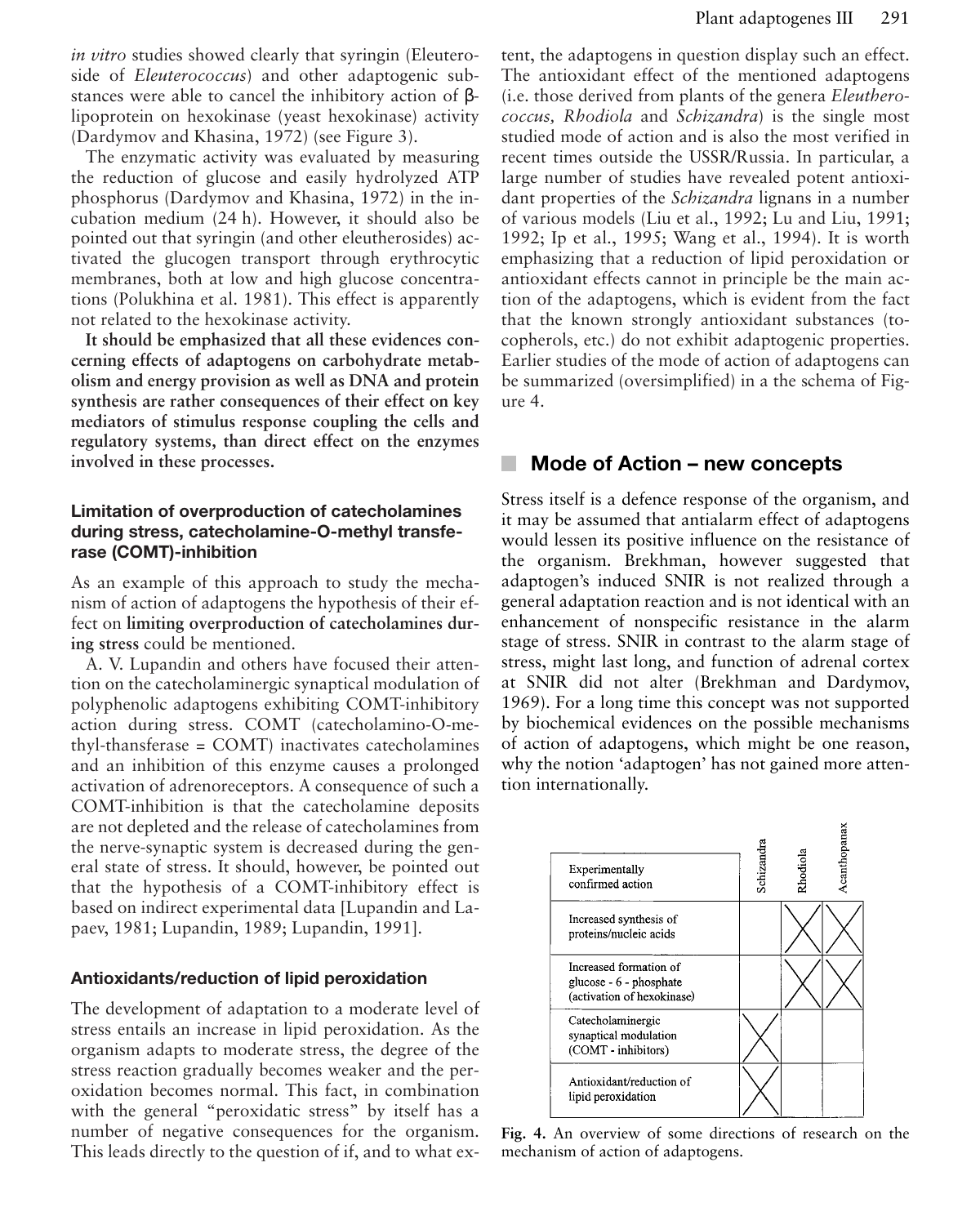*in vitro* studies showed clearly that syringin (Eleuteroside of *Eleuterococcus*) and other adaptogenic substances were able to cancel the inhibitory action of β-lipoprotein on hexokinase (yeast hexokinase) activity (Dardymov and Khasina, 1972) (see Figure 3).

The enzymatic activity was evaluated by measuring the reduction of glucose and easily hydrolyzed ATP phosphorus (Dardymov and Khasina, 1972) in the incubation medium (24 h). However, it should also be pointed out that syringin (and other eleutherosides) activated the glucogen transport through erythrocytic membranes, both at low and high glucose concentrations (Polukhina et al. 1981). This effect is apparently not related to the hexokinase activity.

**It should be emphasized that all these evidences concerning effects of adaptogens on carbohydrate metabolism and energy provision as well as DNA and protein synthesis are rather consequences of their effect on key mediators of stimulus response coupling the cells and regulatory systems, than direct effect on the enzymes involved in these processes.**

### Limitation of overproduction of catecholamines during stress, catecholamine-O-methyl transferase (COMT)-inhibition

As an example of this approach to study the mechanism of action of adaptogens the hypothesis of their effect on **limiting overproduction of catecholamines during stress** could be mentioned.

A. V. Lupandin and others have focused their attention on the catecholaminergic synaptical modulation of polyphenolic adaptogens exhibiting COMT-inhibitory action during stress. COMT (catecholamino-O-methyl-thansferase = COMT) inactivates catecholamines and an inhibition of this enzyme causes a prolonged activation of adrenoreceptors. A consequence of such a COMT-inhibition is that the catecholamine deposits are not depleted and the release of catecholamines from the nerve-synaptic system is decreased during the general state of stress. It should, however, be pointed out that the hypothesis of a COMT-inhibitory effect is based on indirect experimental data [Lupandin and Lapaev, 1981; Lupandin, 1989; Lupandin, 1991].

### Antioxidants/reduction of lipid peroxidation

The development of adaptation to a moderate level of stress entails an increase in lipid peroxidation. As the organism adapts to moderate stress, the degree of the stress reaction gradually becomes weaker and the peroxidation becomes normal. This fact, in combination with the general "peroxidatic stress" by itself has a number of negative consequences for the organism. This leads directly to the question of if, and to what extent, the adaptogens in question display such an effect. The antioxidant effect of the mentioned adaptogens (i.e. those derived from plants of the genera *Eleutherococcus, Rhodiola* and *Schizandra*) is the single most studied mode of action and is also the most verified in recent times outside the USSR/Russia. In particular, a large number of studies have revealed potent antioxidant properties of the *Schizandra* lignans in a number of various models (Liu et al., 1992; Lu and Liu, 1991; 1992; Ip et al., 1995; Wang et al., 1994). It is worth emphasizing that a reduction of lipid peroxidation or antioxidant effects cannot in principle be the main action of the adaptogens, which is evident from the fact that the known strongly antioxidant substances (tocopherols, etc.) do not exhibit adaptogenic properties. Earlier studies of the mode of action of adaptogens can be summarized (oversimplified) in a the schema of Figure 4.

## Mode of Action – new concepts

Stress itself is a defence response of the organism, and it may be assumed that antialarm effect of adaptogens would lessen its positive influence on the resistance of the organism. Brekhman, however suggested that adaptogen's induced SNIR is not realized through a general adaptation reaction and is not identical with an enhancement of nonspecific resistance in the alarm stage of stress. SNIR in contrast to the alarm stage of stress, might last long, and function of adrenal cortex at SNIR did not alter (Brekhman and Dardymov, 1969). For a long time this concept was not supported by biochemical evidences on the possible mechanisms of action of adaptogens, which might be one reason, why the notion 'adaptogen' has not gained more attention internationally.

| Experimentally confirmed action | Schizandra | Rhodiola | Acanthopanax |
|---|---|---|---|
| Increased synthesis of proteins/nucleic acids | | X | X |
| Increased formation of glucose - 6 - phosphate (activation of hexokinase) | | X | X |
| Catecholaminergic synaptical modulation (COMT - inhibitors) | X | | |
| Antioxidant/reduction of lipid peroxidation | X | | |

**Fig. 4.** An overview of some directions of research on the mechanism of action of adaptogens.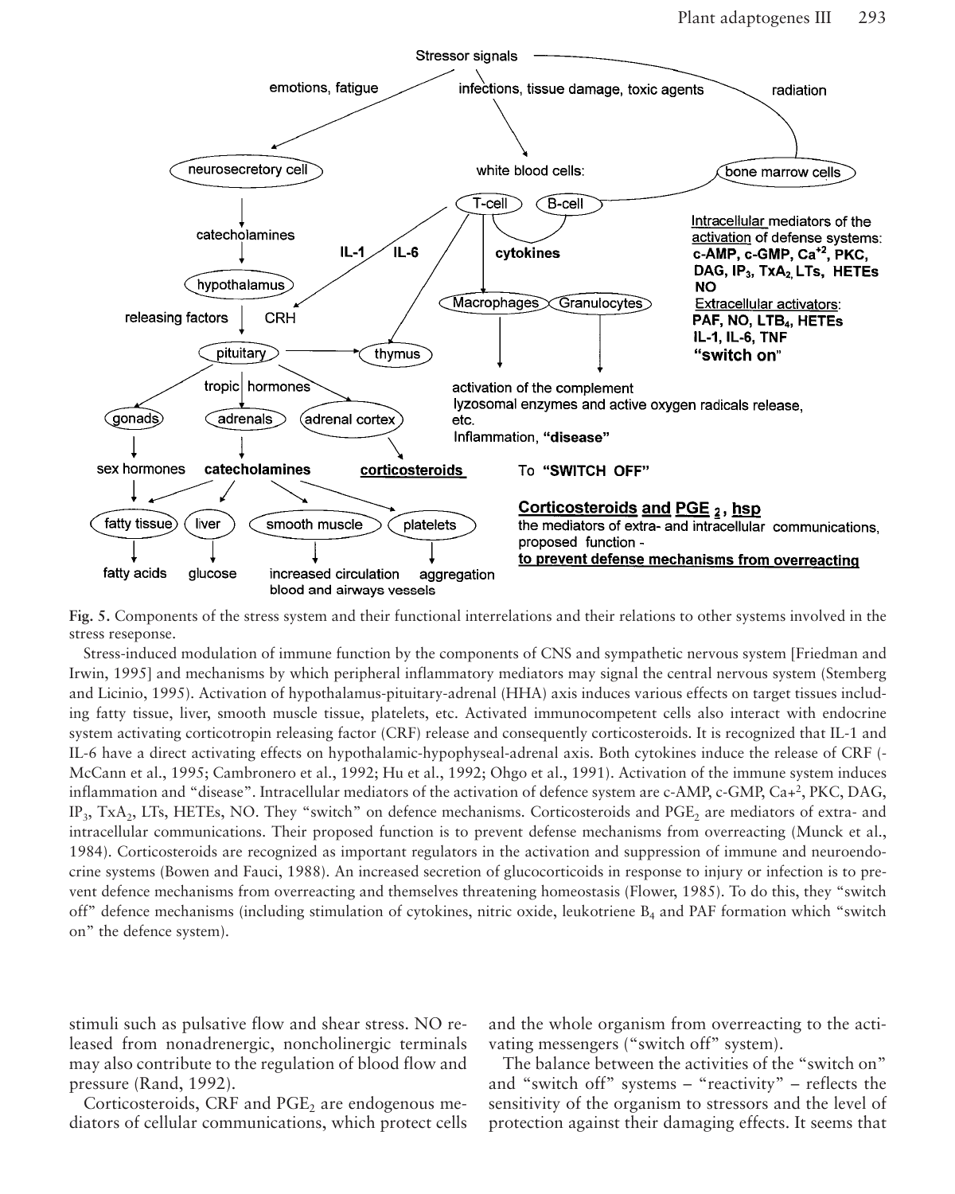**Fig. 5.** Components of the stress system and their functional interrelations and their relations to other systems involved in the stress reseponse.

Stress-induced modulation of immune function by the components of CNS and sympathetic nervous system [Friedman and Irwin, 1995] and mechanisms by which peripheral inflammatory mediators may signal the central nervous system (Stemberg and Licinio, 1995). Activation of hypothalamus-pituitary-adrenal (HHA) axis induces various effects on target tissues including fatty tissue, liver, smooth muscle tissue, platelets, etc. Activated immunocompetent cells also interact with endocrine system activating corticotropin releasing factor (CRF) release and consequently corticosteroids. It is recognized that IL-1 and IL-6 have a direct activating effects on hypothalamic-hypophyseal-adrenal axis. Both cytokines induce the release of CRF (-McCann et al., 1995; Cambronero et al., 1992; Hu et al., 1992; Ohgo et al., 1991). Activation of the immune system induces inflammation and "disease". Intracellular mediators of the activation of defence system are c-AMP, c-GMP, $Ca+^{2}$, PKC, DAG, $IP_3$, $TxA_2$, LTs, HETEs, NO. They "switch" on defence mechanisms. Corticosteroids and $PGE_2$ are mediators of extra- and intracellular communications. Their proposed function is to prevent defense mechanisms from overreacting (Munck et al., 1984). Corticosteroids are recognized as important regulators in the activation and suppression of immune and neuroendocrine systems (Bowen and Fauci, 1988). An increased secretion of glucocorticoids in response to injury or infection is to prevent defence mechanisms from overreacting and themselves threatening homeostasis (Flower, 1985). To do this, they "switch off" defence mechanisms (including stimulation of cytokines, nitric oxide, leukotriene $B_4$ and PAF formation which "switch on" the defence system).

stimuli such as pulsative flow and shear stress. NO released from nonadrenergic, noncholinergic terminals may also contribute to the regulation of blood flow and pressure (Rand, 1992).

Corticosteroids, CRF and $PGE_2$ are endogenous mediators of cellular communications, which protect cells and the whole organism from overreacting to the activating messengers ("switch off" system).

The balance between the activities of the "switch on" and "switch off" systems – "reactivity" – reflects the sensitivity of the organism to stressors and the level of protection against their damaging effects. It seems that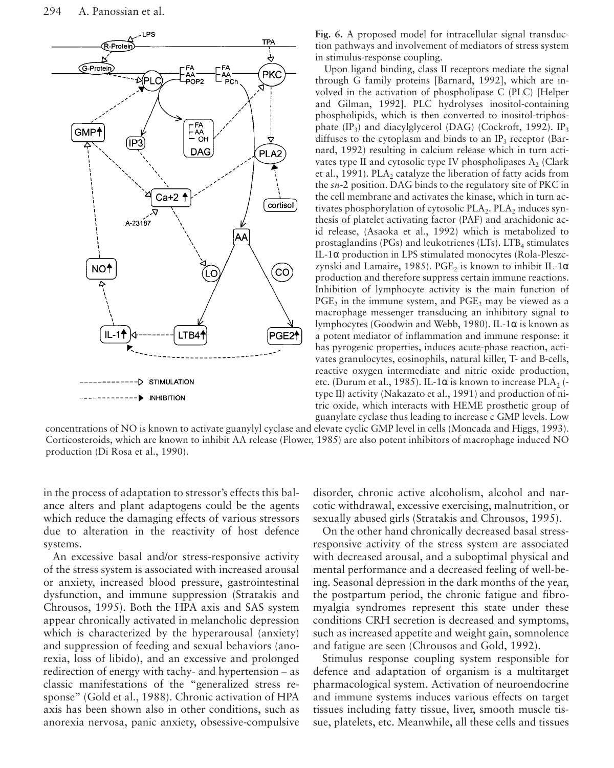**Fig. 6.** A proposed model for intracellular signal transduction pathways and involvement of mediators of stress system in stimulus-response coupling.

Upon ligand binding, class II receptors mediate the signal through G family proteins [Barnard, 1992], which are involved in the activation of phospholipase C (PLC) [Helper and Gilman, 1992]. PLC hydrolyses inositol-containing phospholipids, which is then converted to inositol-triphosphate ($IP_3$) and diacylglycerol (DAG) (Cockroft, 1992). $IP_3$ diffuses to the cytoplasm and binds to an $IP_3$ receptor (Barnard, 1992) resulting in calcium release which in turn activates type II and cytosolic type IV phospholipases $A_2$ (Clark et al., 1991). $PLA_2$ catalyze the liberation of fatty acids from the *sn*-2 position. DAG binds to the regulatory site of PKC in the cell membrane and activates the kinase, which in turn activates phosphorylation of cytosolic $PLA_2$. $PLA_2$ induces synthesis of platelet activating factor (PAF) and arachidonic acid release, (Asaoka et al., 1992) which is metabolized to prostaglandins (PGs) and leukotrienes (LTs). $LTB_4$ stimulates IL-1α production in LPS stimulated monocytes (Rola-Pleszczynski and Lamaire, 1985). $PGE_2$ is known to inhibit IL-1α production and therefore suppress certain immune reactions. Inhibition of lymphocyte activity is the main function of $PGE_2$ in the immune system, and $PGE_2$ may be viewed as a macrophage messenger transducing an inhibitory signal to lymphocytes (Goodwin and Webb, 1980). IL-1α is known as a potent mediator of inflammation and immune response: it has pyrogenic properties, induces acute-phase reaction, activates granulocytes, eosinophils, natural killer, T- and B-cells, reactive oxygen intermediate and nitric oxide production, etc. (Durum et al., 1985). IL-1α is known to increase $PLA_2$ (-type II) activity (Nakazato et al., 1991) and production of nitric oxide, which interacts with HEME prosthetic group of guanylate cyclase thus leading to increase c GMP levels. Low concentrations of NO is known to activate guanylyl cyclase and elevate cyclic GMP level in cells (Moncada and Higgs, 1993). Corticosteroids, which are known to inhibit AA release (Flower, 1985) are also potent inhibitors of macrophage induced NO production (Di Rosa et al., 1990).

in the process of adaptation to stressor's effects this balance alters and plant adaptogens could be the agents which reduce the damaging effects of various stressors due to alteration in the reactivity of host defence systems.

An excessive basal and/or stress-responsive activity of the stress system is associated with increased arousal or anxiety, increased blood pressure, gastrointestinal dysfunction, and immune suppression (Stratakis and Chrousos, 1995). Both the HPA axis and SAS system appear chronically activated in melancholic depression which is characterized by the hyperarousal (anxiety) and suppression of feeding and sexual behaviors (anorexia, loss of libido), and an excessive and prolonged redirection of energy with tachy- and hypertension – as classic manifestations of the "generalized stress response" (Gold et al., 1988). Chronic activation of HPA axis has been shown also in other conditions, such as anorexia nervosa, panic anxiety, obsessive-compulsive disorder, chronic active alcoholism, alcohol and narcotic withdrawal, excessive exercising, malnutrition, or sexually abused girls (Stratakis and Chrousos, 1995).

On the other hand chronically decreased basal stress-responsive activity of the stress system are associated with decreased arousal, and a suboptimal physical and mental performance and a decreased feeling of well-being. Seasonal depression in the dark months of the year, the postpartum period, the chronic fatigue and fibromyalgia syndromes represent this state under these conditions CRH secretion is decreased and symptoms, such as increased appetite and weight gain, somnolence and fatigue are seen (Chrousos and Gold, 1992).

Stimulus response coupling system responsible for defence and adaptation of organism is a multitarget pharmacological system. Activation of neuroendocrine and immune systems induces various effects on target tissues including fatty tissue, liver, smooth muscle tissue, platelets, etc. Meanwhile, all these cells and tissues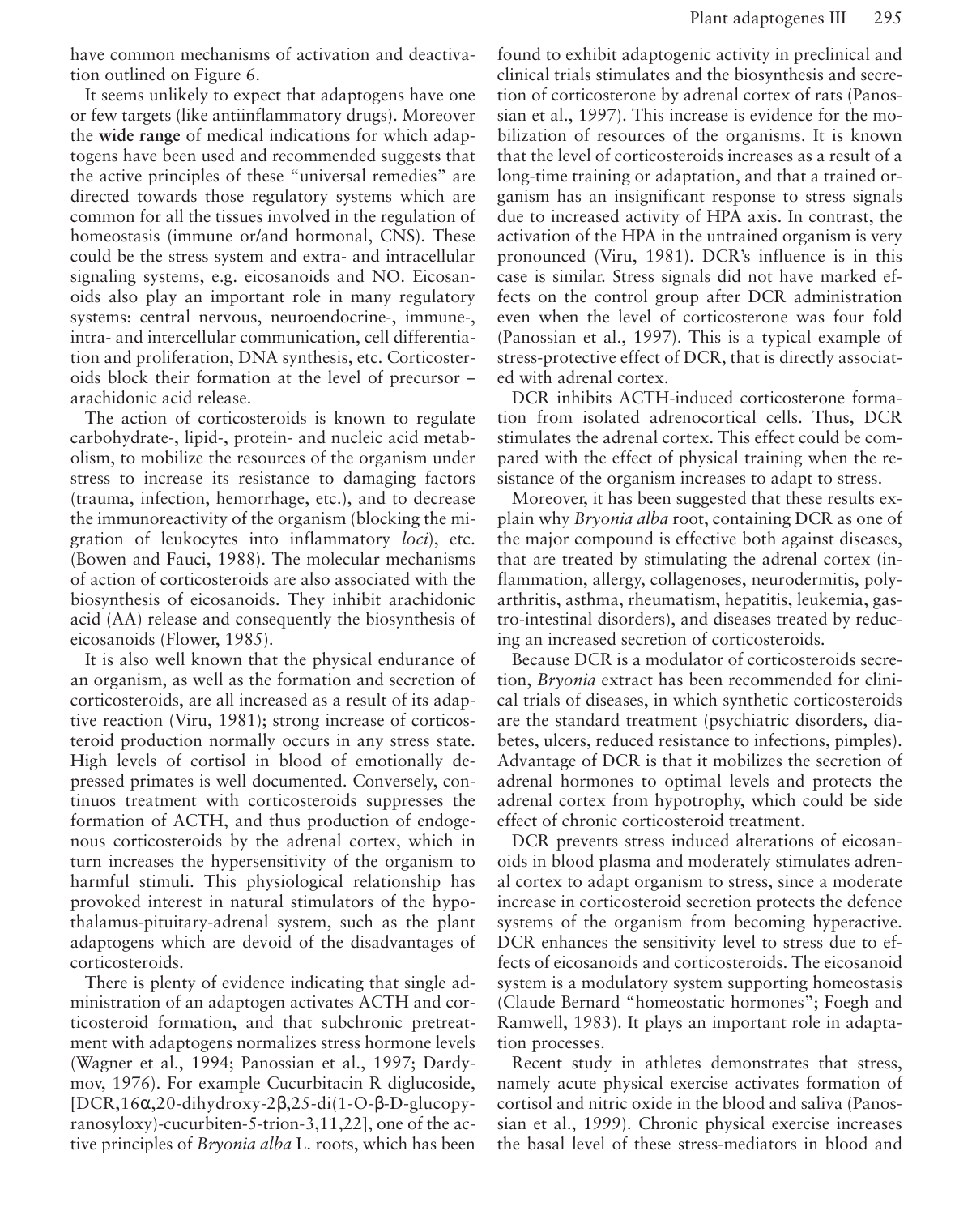have common mechanisms of activation and deactivation outlined on Figure 6.

It seems unlikely to expect that adaptogens have one or few targets (like antiinflammatory drugs). Moreover the **wide range** of medical indications for which adaptogens have been used and recommended suggests that the active principles of these "universal remedies" are directed towards those regulatory systems which are common for all the tissues involved in the regulation of homeostasis (immune or/and hormonal, CNS). These could be the stress system and extra- and intracellular signaling systems, e.g. eicosanoids and NO. Eicosanoids also play an important role in many regulatory systems: central nervous, neuroendocrine-, immune-, intra- and intercellular communication, cell differentiation and proliferation, DNA synthesis, etc. Corticosteroids block their formation at the level of precursor – arachidonic acid release.

The action of corticosteroids is known to regulate carbohydrate-, lipid-, protein- and nucleic acid metabolism, to mobilize the resources of the organism under stress to increase its resistance to damaging factors (trauma, infection, hemorrhage, etc.), and to decrease the immunoreactivity of the organism (blocking the migration of leukocytes into inflammatory *loci*), etc. (Bowen and Fauci, 1988). The molecular mechanisms of action of corticosteroids are also associated with the biosynthesis of eicosanoids. They inhibit arachidonic acid (AA) release and consequently the biosynthesis of eicosanoids (Flower, 1985).

It is also well known that the physical endurance of an organism, as well as the formation and secretion of corticosteroids, are all increased as a result of its adaptive reaction (Viru, 1981); strong increase of corticosteroid production normally occurs in any stress state. High levels of cortisol in blood of emotionally depressed primates is well documented. Conversely, continuos treatment with corticosteroids suppresses the formation of ACTH, and thus production of endogenous corticosteroids by the adrenal cortex, which in turn increases the hypersensitivity of the organism to harmful stimuli. This physiological relationship has provoked interest in natural stimulators of the hypothalamus-pituitary-adrenal system, such as the plant adaptogens which are devoid of the disadvantages of corticosteroids.

There is plenty of evidence indicating that single administration of an adaptogen activates ACTH and corticosteroid formation, and that subchronic pretreatment with adaptogens normalizes stress hormone levels (Wagner et al., 1994; Panossian et al., 1997; Dardymov, 1976). For example Cucurbitacin R diglucoside, [DCR,16α,20-dihydroxy-2β,25-di(1-O-β-D-glucopyranosyloxy)-cucurbiten-5-trion-3,11,22], one of the active principles of *Bryonia alba* L. roots, which has been found to exhibit adaptogenic activity in preclinical and clinical trials stimulates and the biosynthesis and secretion of corticosterone by adrenal cortex of rats (Panossian et al., 1997). This increase is evidence for the mobilization of resources of the organisms. It is known that the level of corticosteroids increases as a result of a long-time training or adaptation, and that a trained organism has an insignificant response to stress signals due to increased activity of HPA axis. In contrast, the activation of the HPA in the untrained organism is very pronounced (Viru, 1981). DCR's influence is in this case is similar. Stress signals did not have marked effects on the control group after DCR administration even when the level of corticosterone was four fold (Panossian et al., 1997). This is a typical example of stress-protective effect of DCR, that is directly associated with adrenal cortex.

DCR inhibits ACTH-induced corticosterone formation from isolated adrenocortical cells. Thus, DCR stimulates the adrenal cortex. This effect could be compared with the effect of physical training when the resistance of the organism increases to adapt to stress.

Moreover, it has been suggested that these results explain why *Bryonia alba* root, containing DCR as one of the major compound is effective both against diseases, that are treated by stimulating the adrenal cortex (inflammation, allergy, collagenoses, neurodermitis, polyarthritis, asthma, rheumatism, hepatitis, leukemia, gastro-intestinal disorders), and diseases treated by reducing an increased secretion of corticosteroids.

Because DCR is a modulator of corticosteroids secretion, *Bryonia* extract has been recommended for clinical trials of diseases, in which synthetic corticosteroids are the standard treatment (psychiatric disorders, diabetes, ulcers, reduced resistance to infections, pimples). Advantage of DCR is that it mobilizes the secretion of adrenal hormones to optimal levels and protects the adrenal cortex from hypotrophy, which could be side effect of chronic corticosteroid treatment.

DCR prevents stress induced alterations of eicosanoids in blood plasma and moderately stimulates adrenal cortex to adapt organism to stress, since a moderate increase in corticosteroid secretion protects the defence systems of the organism from becoming hyperactive. DCR enhances the sensitivity level to stress due to effects of eicosanoids and corticosteroids. The eicosanoid system is a modulatory system supporting homeostasis (Claude Bernard "homeostatic hormones"; Foegh and Ramwell, 1983). It plays an important role in adaptation processes.

Recent study in athletes demonstrates that stress, namely acute physical exercise activates formation of cortisol and nitric oxide in the blood and saliva (Panossian et al., 1999). Chronic physical exercise increases the basal level of these stress-mediators in blood and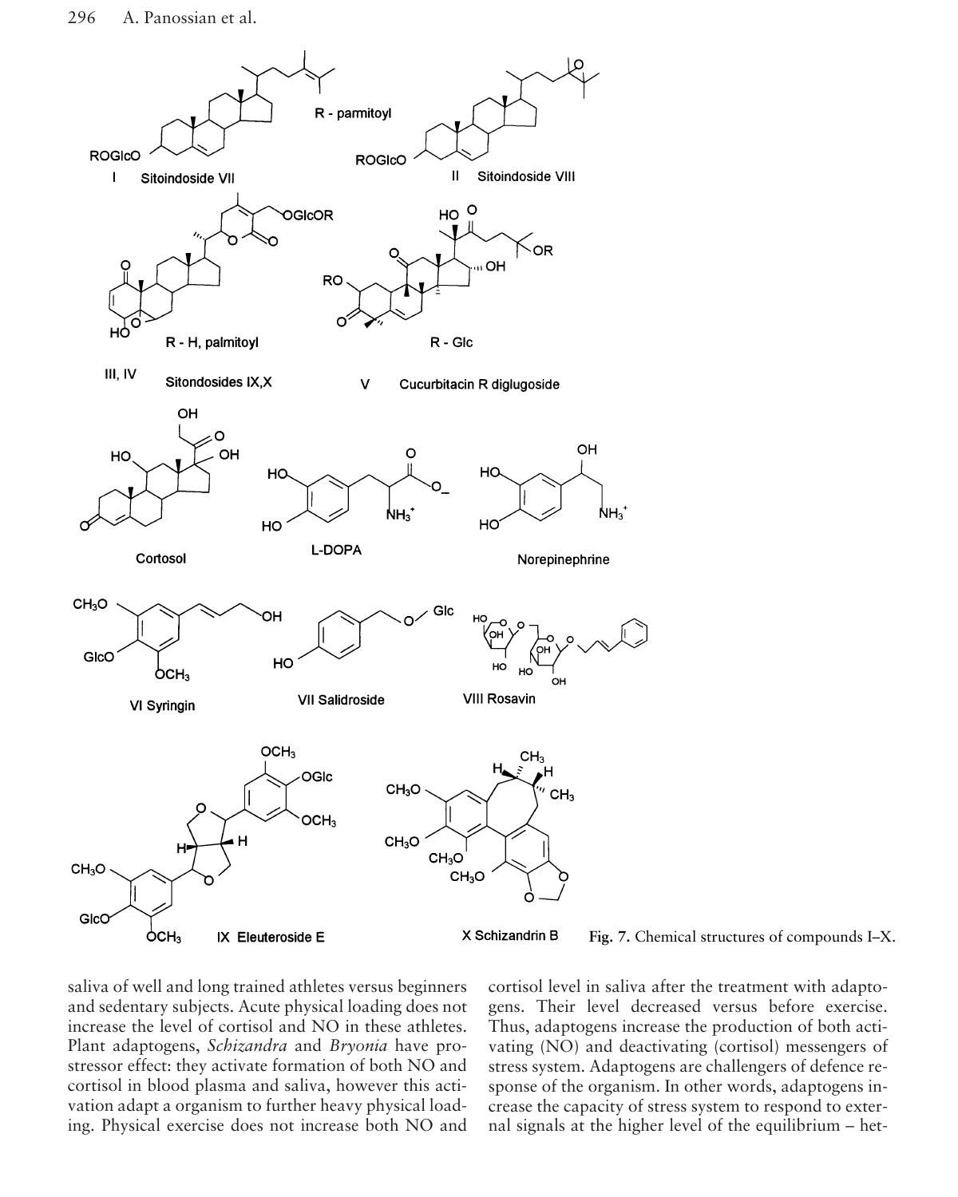Fig. 7. Chemical structures of compounds I–X.

saliva of well and long trained athletes versus beginners and sedentary subjects. Acute physical loading does not increase the level of cortisol and NO in these athletes. Plant adaptogens, *Schizandra* and *Bryonia* have pro-stressor effect: they activate formation of both NO and cortisol in blood plasma and saliva, however this activation adapt a organism to further heavy physical loading. Physical exercise does not increase both NO and cortisol level in saliva after the treatment with adaptogens. Their level decreased versus before exercise. Thus, adaptogens increase the production of both activating (NO) and deactivating (cortisol) messengers of stress system. Adaptogens are challengers of defence response of the organism. In other words, adaptogens increase the capacity of stress system to respond to external signals at the higher level of the equilibrium – het-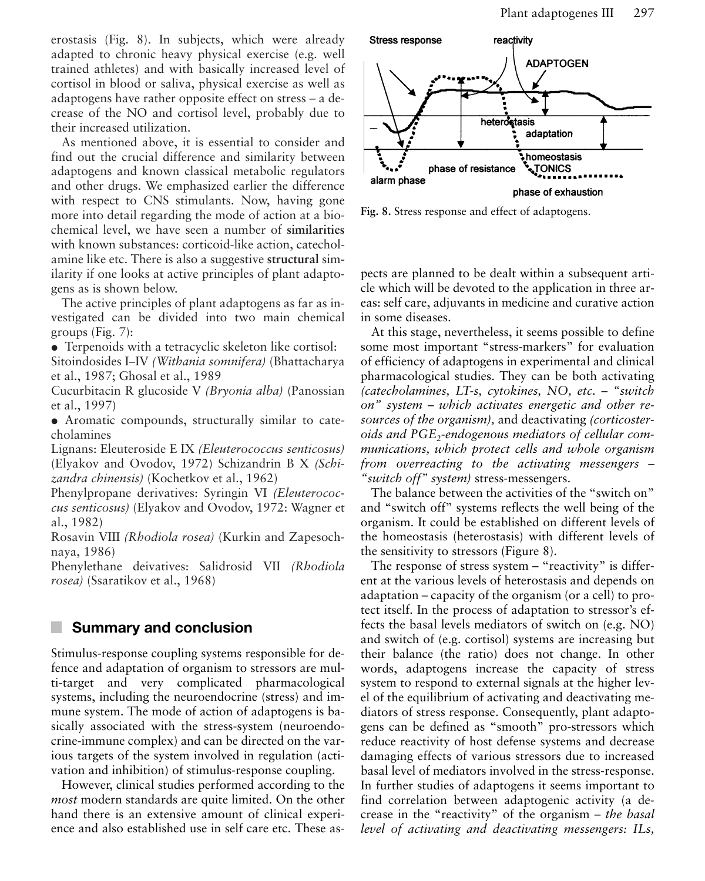erostasis (Fig. 8). In subjects, which were already adapted to chronic heavy physical exercise (e.g. well trained athletes) and with basically increased level of cortisol in blood or saliva, physical exercise as well as adaptogens have rather opposite effect on stress – a decrease of the NO and cortisol level, probably due to their increased utilization.

As mentioned above, it is essential to consider and find out the crucial difference and similarity between adaptogens and known classical metabolic regulators and other drugs. We emphasized earlier the difference with respect to CNS stimulants. Now, having gone more into detail regarding the mode of action at a biochemical level, we have seen a number of **similarities** with known substances: corticoid-like action, catecholamine like etc. There is also a suggestive **structural** similarity if one looks at active principles of plant adaptogens as is shown below.

The active principles of plant adaptogens as far as investigated can be divided into two main chemical groups (Fig. 7):

- Terpenoids with a tetracyclic skeleton like cortisol:

Sitoindosides I–IV *(Withania somnifera)* (Bhattacharya et al., 1987; Ghosal et al., 1989

Cucurbitacin R glucoside V *(Bryonia alba)* (Panossian et al., 1997)

- Aromatic compounds, structurally similar to catecholamines

Lignans: Eleuteroside E IX *(Eleuterococcus senticosus)* (Elyakov and Ovodov, 1972) Schizandrin B X *(Schizandra chinensis)* (Kochetkov et al., 1962)

Phenylpropane derivatives: Syringin VI *(Eleuterococcus senticosus)* (Elyakov and Ovodov, 1972: Wagner et al., 1982)

Rosavin VIII *(Rhodiola rosea)* (Kurkin and Zapesochnaya, 1986)

Phenylethane deivatives: Salidrosid VII *(Rhodiola rosea)* (Ssaratikov et al., 1968)

## Summary and conclusion

Stimulus-response coupling systems responsible for defence and adaptation of organism to stressors are multi-target and very complicated pharmacological systems, including the neuroendocrine (stress) and immune system. The mode of action of adaptogens is basically associated with the stress-system (neuroendocrine-immune complex) and can be directed on the various targets of the system involved in regulation (activation and inhibition) of stimulus-response coupling.

However, clinical studies performed according to the *most* modern standards are quite limited. On the other hand there is an extensive amount of clinical experience and also established use in self care etc. These aspects are planned to be dealt within a subsequent article which will be devoted to the application in three areas: self care, adjuvants in medicine and curative action in some diseases.

Fig. 8. Stress response and effect of adaptogens.

At this stage, nevertheless, it seems possible to define some most important "stress-markers" for evaluation of efficiency of adaptogens in experimental and clinical pharmacological studies. They can be both activating *(catecholamines, LT-s, cytokines, NO, etc. – "switch on" system – which activates energetic and other resources of the organism),* and deactivating *(corticosteroids and $PGE_2$-endogenous mediators of cellular communications, which protect cells and whole organism from overreacting to the activating messengers – "switch off" system)* stress-messengers.

The balance between the activities of the "switch on" and "switch off" systems reflects the well being of the organism. It could be established on different levels of the homeostasis (heterostasis) with different levels of the sensitivity to stressors (Figure 8).

The response of stress system – "reactivity" is different at the various levels of heterostasis and depends on adaptation – capacity of the organism (or a cell) to protect itself. In the process of adaptation to stressor's effects the basal levels mediators of switch on (e.g. NO) and switch of (e.g. cortisol) systems are increasing but their balance (the ratio) does not change. In other words, adaptogens increase the capacity of stress system to respond to external signals at the higher level of the equilibrium of activating and deactivating mediators of stress response. Consequently, plant adaptogens can be defined as "smooth" pro-stressors which reduce reactivity of host defense systems and decrease damaging effects of various stressors due to increased basal level of mediators involved in the stress-response. In further studies of adaptogens it seems important to find correlation between adaptogenic activity (a decrease in the "reactivity" of the organism – *the basal level of activating and deactivating messengers: ILs,*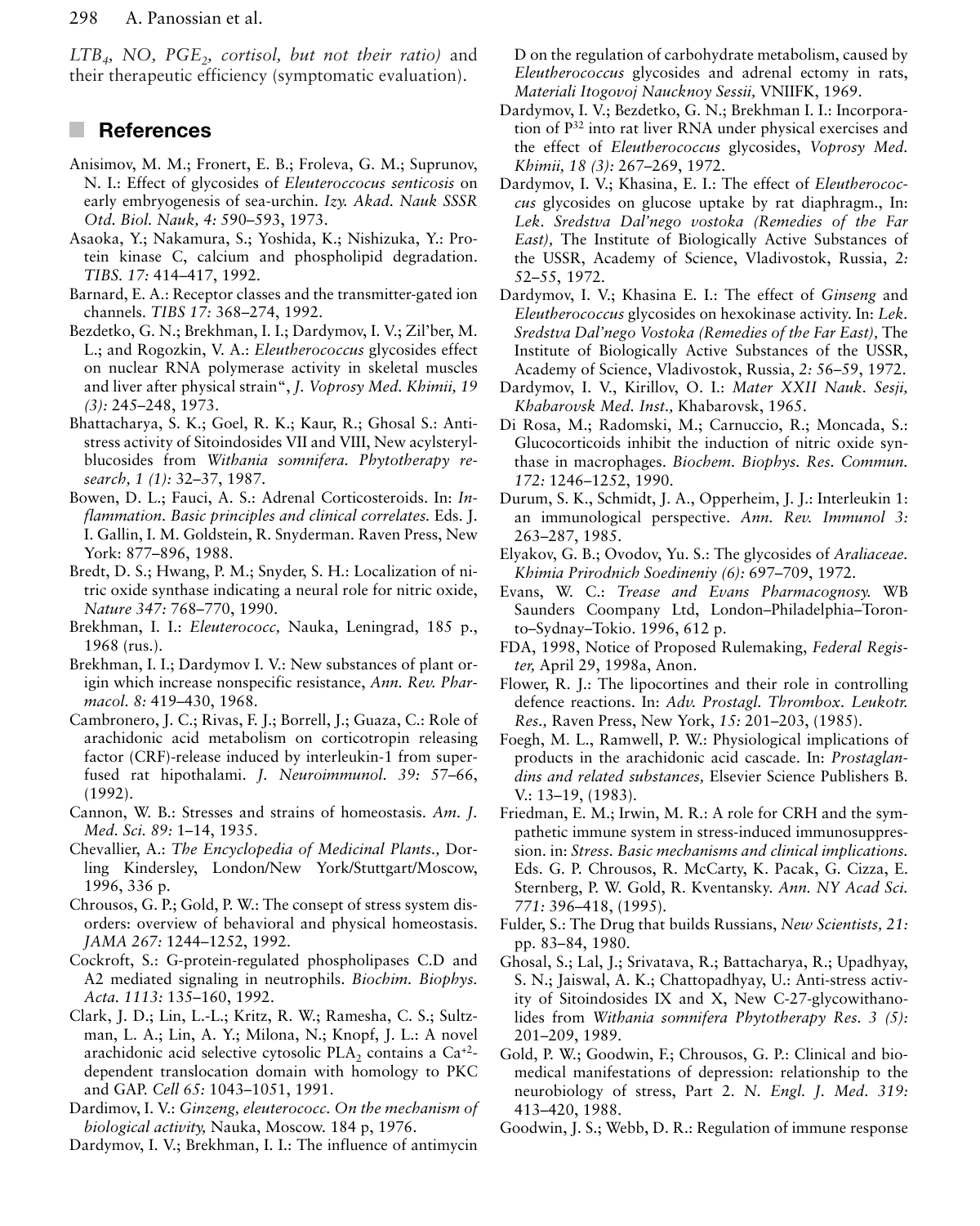*$LTB_4$, NO, $PGE_2$, cortisol, but not their ratio)* and their therapeutic efficiency (symptomatic evaluation).

## References

Anisimov, M. M.; Fronert, E. B.; Froleva, G. M.; Suprunov, N. I.: Effect of glycosides of *Eleuteroccocus senticosis* on early embryogenesis of sea-urchin. *Izy. Akad. Nauk SSSR Otd. Biol. Nauk, 4:* 590–593, 1973.

Asaoka, Y.; Nakamura, S.; Yoshida, K.; Nishizuka, Y.: Protein kinase C, calcium and phospholipid degradation. *TIBS. 17:* 414–417, 1992.

Barnard, E. A.: Receptor classes and the transmitter-gated ion channels. *TIBS 17:* 368–274, 1992.

Bezdetko, G. N.; Brekhman, I. I.; Dardymov, I. V.; Zil'ber, M. L.; and Rogozkin, V. A.: *Eleutherococcus* glycosides effect on nuclear RNA polymerase activity in skeletal muscles and liver after physical strain", *J. Voprosy Med. Khimii, 19 (3):* 245–248, 1973.

Bhattacharya, S. K.; Goel, R. K.; Kaur, R.; Ghosal S.: Antistress activity of Sitoindosides VII and VIII, New acylsterylblucosides from *Withania somnifera. Phytotherapy research, 1 (1):* 32–37, 1987.

Bowen, D. L.; Fauci, A. S.: Adrenal Corticosteroids. In: *Inflammation. Basic principles and clinical correlates.* Eds. J. I. Gallin, I. M. Goldstein, R. Snyderman. Raven Press, New York: 877–896, 1988.

Bredt, D. S.; Hwang, P. M.; Snyder, S. H.: Localization of nitric oxide synthase indicating a neural role for nitric oxide, *Nature 347:* 768–770, 1990.

Brekhman, I. I.: *Eleuterococc,* Nauka, Leningrad, 185 p., 1968 (rus.).

Brekhman, I. I.; Dardymov I. V.: New substances of plant origin which increase nonspecific resistance, *Ann. Rev. Pharmacol. 8:* 419–430, 1968.

Cambronero, J. C.; Rivas, F. J.; Borrell, J.; Guaza, C.: Role of arachidonic acid metabolism on corticotropin releasing factor (CRF)-release induced by interleukin-1 from superfused rat hipothalami. *J. Neuroimmunol. 39:* 57–66, (1992).

Cannon, W. B.: Stresses and strains of homeostasis. *Am. J. Med. Sci. 89:* 1–14, 1935.

Chevallier, A.: *The Encyclopedia of Medicinal Plants.,* Dorling Kindersley, London/New York/Stuttgart/Moscow, 1996, 336 p.

Chrousos, G. P.; Gold, P. W.: The consept of stress system disorders: overview of behavioral and physical homeostasis. *JAMA 267:* 1244–1252, 1992.

Cockroft, S.: G-protein-regulated phospholipases C.D and A2 mediated signaling in neutrophils. *Biochim. Biophys. Acta. 1113:* 135–160, 1992.

Clark, J. D.; Lin, L.-L.; Kritz, R. W.; Ramesha, C. S.; Sultzman, L. A.; Lin, A. Y.; Milona, N.; Knopf, J. L.: A novel arachidonic acid selective cytosolic $PLA_2$ contains a $Ca^{+2}$-dependent translocation domain with homology to PKC and GAP. *Cell 65:* 1043–1051, 1991.

Dardimov, I. V.: *Ginzeng, eleuterococc. On the mechanism of biological activity,* Nauka, Moscow. 184 p, 1976.

Dardymov, I. V.; Brekhman, I. I.: The influence of antimycin D on the regulation of carbohydrate metabolism, caused by *Eleutherococcus* glycosides and adrenal ectomy in rats, *Materiali Itogovoj Naucknoy Sessii,* VNIIFK, 1969.

Dardymov, I. V.; Bezdetko, G. N.; Brekhman I. I.: Incorporation of $P^{32}$ into rat liver RNA under physical exercises and the effect of *Eleutherococcus* glycosides, *Voprosy Med. Khimii, 18 (3):* 267–269, 1972.

Dardymov, I. V.; Khasina, E. I.: The effect of *Eleutherococcus* glycosides on glucose uptake by rat diaphragm., In: *Lek. Sredstva Dal'nego vostoka (Remedies of the Far East),* The Institute of Biologically Active Substances of the USSR, Academy of Science, Vladivostok, Russia, *2:* 52–55, 1972.

Dardymov, I. V.; Khasina E. I.: The effect of *Ginseng* and *Eleutherococcus* glycosides on hexokinase activity. In: *Lek. Sredstva Dal'nego Vostoka (Remedies of the Far East),* The Institute of Biologically Active Substances of the USSR, Academy of Science, Vladivostok, Russia, *2:* 56–59, 1972.

Dardymov, I. V., Kirillov, O. I.: *Mater XXII Nauk. Sesji, Khabarovsk Med. Inst.,* Khabarovsk, 1965.

Di Rosa, M.; Radomski, M.; Carnuccio, R.; Moncada, S.: Glucocorticoids inhibit the induction of nitric oxide synthase in macrophages. *Biochem. Biophys. Res. Commun. 172:* 1246–1252, 1990.

Durum, S. K., Schmidt, J. A., Opperheim, J. J.: Interleukin 1: an immunological perspective. *Ann. Rev. Immunol 3:* 263–287, 1985.

Elyakov, G. B.; Ovodov, Yu. S.: The glycosides of *Araliaceae. Khimia Prirodnich Soedineniy (6):* 697–709, 1972.

Evans, W. C.: *Trease and Evans Pharmacognosy.* WB Saunders Coompany Ltd, London–Philadelphia–Toronto–Sydnay–Tokio. 1996, 612 p.

FDA, 1998, Notice of Proposed Rulemaking, *Federal Register,* April 29, 1998a, Anon.

Flower, R. J.: The lipocortines and their role in controlling defence reactions. In: *Adv. Prostagl. Thrombox. Leukotr. Res.,* Raven Press, New York, *15:* 201–203, (1985).

Foegh, M. L., Ramwell, P. W.: Physiological implications of products in the arachidonic acid cascade. In: *Prostaglandins and related substances,* Elsevier Science Publishers B. V.: 13–19, (1983).

Friedman, E. M.; Irwin, M. R.: A role for CRH and the sympathetic immune system in stress-induced immunosuppression. in: *Stress. Basic mechanisms and clinical implications.* Eds. G. P. Chrousos, R. McCarty, K. Pacak, G. Cizza, E. Sternberg, P. W. Gold, R. Kventansky. *Ann. NY Acad Sci. 771:* 396–418, (1995).

Fulder, S.: The Drug that builds Russians, *New Scientists, 21:* pp. 83–84, 1980.

Ghosal, S.; Lal, J.; Srivatava, R.; Battacharya, R.; Upadhyay, S. N.; Jaiswal, A. K.; Chattopadhyay, U.: Anti-stress activity of Sitoindosides IX and X, New C-27-glycowithanolides from *Withania somnifera Phytotherapy Res. 3 (5):* 201–209, 1989.

Gold, P. W.; Goodwin, F.; Chrousos, G. P.: Clinical and biomedical manifestations of depression: relationship to the neurobiology of stress, Part 2. *N. Engl. J. Med. 319:* 413–420, 1988.

Goodwin, J. S.; Webb, D. R.: Regulation of immune response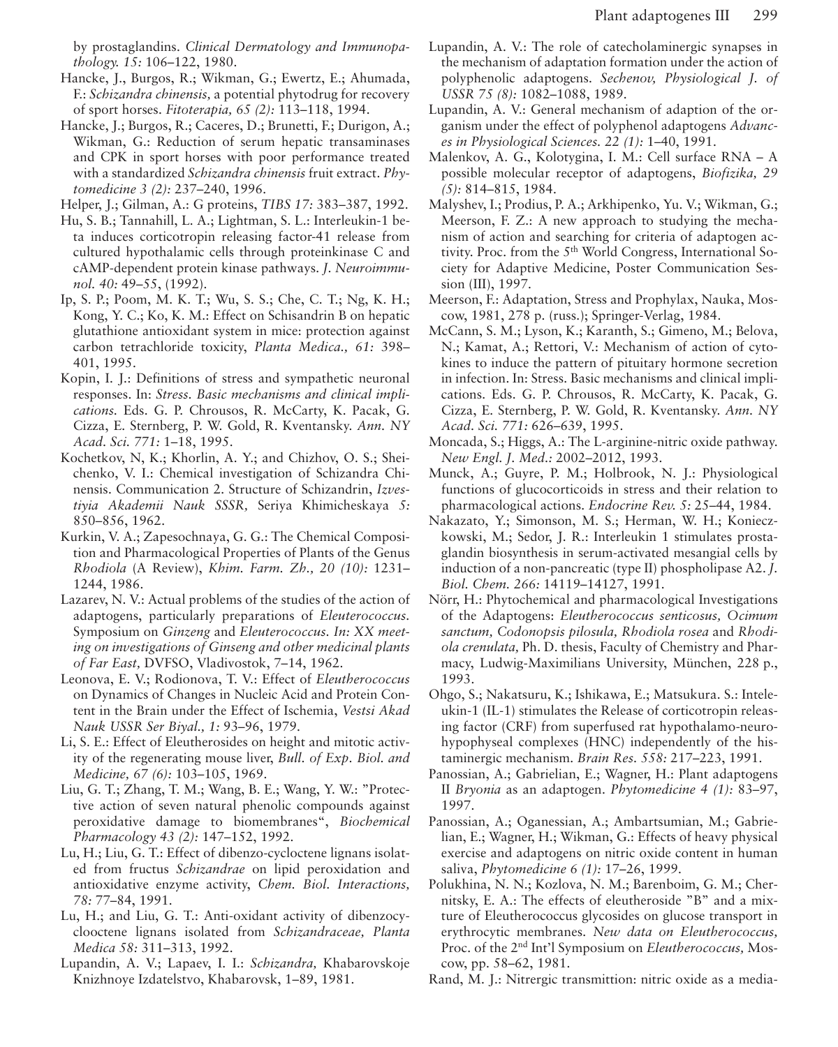by prostaglandins. *Clinical Dermatology and Immunopathology. 15:* 106–122, 1980.

Hancke, J., Burgos, R.; Wikman, G.; Ewertz, E.; Ahumada, F.: *Schizandra chinensis,* a potential phytodrug for recovery of sport horses. *Fitoterapia, 65 (2):* 113–118, 1994.

Hancke, J.; Burgos, R.; Caceres, D.; Brunetti, F.; Durigon, A.; Wikman, G.: Reduction of serum hepatic transaminases and CPK in sport horses with poor performance treated with a standardized *Schizandra chinensis* fruit extract. *Phytomedicine 3 (2):* 237–240, 1996.

Helper, J.; Gilman, A.: G proteins, *TIBS 17:* 383–387, 1992.

Hu, S. B.; Tannahill, L. A.; Lightman, S. L.: Interleukin-1 beta induces corticotropin releasing factor-41 release from cultured hypothalamic cells through proteinkinase C and cAMP-dependent protein kinase pathways. *J. Neuroimmunol. 40:* 49–55, (1992).

Ip, S. P.; Poom, M. K. T.; Wu, S. S.; Che, C. T.; Ng, K. H.; Kong, Y. C.; Ko, K. M.: Effect on Schisandrin B on hepatic glutathione antioxidant system in mice: protection against carbon tetrachloride toxicity, *Planta Medica., 61:* 398–401, 1995.

Kopin, I. J.: Definitions of stress and sympathetic neuronal responses. In: *Stress. Basic mechanisms and clinical implications.* Eds. G. P. Chrousos, R. McCarty, K. Pacak, G. Cizza, E. Sternberg, P. W. Gold, R. Kventansky. *Ann. NY Acad. Sci. 771:* 1–18, 1995.

Kochetkov, N, K.; Khorlin, A. Y.; and Chizhov, O. S.; Sheichenko, V. I.: Chemical investigation of Schizandra Chinensis. Communication 2. Structure of Schizandrin, *Izvestiyia Akademii Nauk SSSR,* Seriya Khimicheskaya *5:* 850–856, 1962.

Kurkin, V. A.; Zapesochnaya, G. G.: The Chemical Composition and Pharmacological Properties of Plants of the Genus *Rhodiola* (A Review), *Khim. Farm. Zh., 20 (10):* 1231–1244, 1986.

Lazarev, N. V.: Actual problems of the studies of the action of adaptogens, particularly preparations of *Eleuterococcus.* Symposium on *Ginzeng* and *Eleuterococcus. In: XX meeting on investigations of Ginseng and other medicinal plants of Far East,* DVFSO, Vladivostok, 7–14, 1962.

Leonova, E. V.; Rodionova, T. V.: Effect of *Eleutherococcus* on Dynamics of Changes in Nucleic Acid and Protein Content in the Brain under the Effect of Ischemia, *Vestsi Akad Nauk USSR Ser Biyal., 1:* 93–96, 1979.

Li, S. E.: Effect of Eleutherosides on height and mitotic activity of the regenerating mouse liver, *Bull. of Exp. Biol. and Medicine, 67 (6):* 103–105, 1969.

Liu, G. T.; Zhang, T. M.; Wang, B. E.; Wang, Y. W.: "Protective action of seven natural phenolic compounds against peroxidative damage to biomembranes", *Biochemical Pharmacology 43 (2):* 147–152, 1992.

Lu, H.; Liu, G. T.: Effect of dibenzo-cycloctene lignans isolated from fructus *Schizandrae* on lipid peroxidation and antioxidative enzyme activity, *Chem. Biol. Interactions, 78:* 77–84, 1991.

Lu, H.; and Liu, G. T.: Anti-oxidant activity of dibenzocyclooctene lignans isolated from *Schizandraceae, Planta Medica 58:* 311–313, 1992.

Lupandin, A. V.; Lapaev, I. I.: *Schizandra,* Khabarovskoje Knizhnoye Izdatelstvo, Khabarovsk, 1–89, 1981.

Lupandin, A. V.: The role of catecholaminergic synapses in the mechanism of adaptation formation under the action of polyphenolic adaptogens. *Sechenov, Physiological J. of USSR 75 (8):* 1082–1088, 1989.

Lupandin, A. V.: General mechanism of adaption of the organism under the effect of polyphenol adaptogens *Advances in Physiological Sciences. 22 (1):* 1–40, 1991.

Malenkov, A. G., Kolotygina, I. M.: Cell surface RNA – A possible molecular receptor of adaptogens, *Biofizika, 29 (5):* 814–815, 1984.

Malyshev, I.; Prodius, P. A.; Arkhipenko, Yu. V.; Wikman, G.; Meerson, F. Z.: A new approach to studying the mechanism of action and searching for criteria of adaptogen activity. Proc. from the 5[th] World Congress, International Society for Adaptive Medicine, Poster Communication Session (III), 1997.

Meerson, F.: Adaptation, Stress and Prophylax, Nauka, Moscow, 1981, 278 p. (russ.); Springer-Verlag, 1984.

McCann, S. M.; Lyson, K.; Karanth, S.; Gimeno, M.; Belova, N.; Kamat, A.; Rettori, V.: Mechanism of action of cytokines to induce the pattern of pituitary hormone secretion in infection. In: Stress. Basic mechanisms and clinical implications. Eds. G. P. Chrousos, R. McCarty, K. Pacak, G. Cizza, E. Sternberg, P. W. Gold, R. Kventansky. *Ann. NY Acad. Sci. 771:* 626–639, 1995.

Moncada, S.; Higgs, A.: The L-arginine-nitric oxide pathway. *New Engl. J. Med.:* 2002–2012, 1993.

Munck, A.; Guyre, P. M.; Holbrook, N. J.: Physiological functions of glucocorticoids in stress and their relation to pharmacological actions. *Endocrine Rev. 5:* 25–44, 1984.

Nakazato, Y.; Simonson, M. S.; Herman, W. H.; Konieczkowski, M.; Sedor, J. R.: Interleukin 1 stimulates prostaglandin biosynthesis in serum-activated mesangial cells by induction of a non-pancreatic (type II) phospholipase A2. *J. Biol. Chem. 266:* 14119–14127, 1991.

Nörr, H.: Phytochemical and pharmacological Investigations of the Adaptogens: *Eleutherococcus senticosus, Ocimum sanctum, Codonopsis pilosula, Rhodiola rosea* and *Rhodiola crenulata,* Ph. D. thesis, Faculty of Chemistry and Pharmacy, Ludwig-Maximilians University, München, 228 p., 1993.

Ohgo, S.; Nakatsuru, K.; Ishikawa, E.; Matsukura. S.: Inteleukin-1 (IL-1) stimulates the Release of corticotropin releasing factor (CRF) from superfused rat hypothalamo-neurohypophyseal complexes (HNC) independently of the histaminergic mechanism. *Brain Res. 558:* 217–223, 1991.

Panossian, A.; Gabrielian, E.; Wagner, H.: Plant adaptogens II *Bryonia* as an adaptogen. *Phytomedicine 4 (1):* 83–97, 1997.

Panossian, A.; Oganessian, A.; Ambartsumian, M.; Gabrielian, E.; Wagner, H.; Wikman, G.: Effects of heavy physical exercise and adaptogens on nitric oxide content in human saliva, *Phytomedicine 6 (1):* 17–26, 1999.

Polukhina, N. N.; Kozlova, N. M.; Barenboim, G. M.; Chernitsky, E. A.: The effects of eleutheroside "B" and a mixture of Eleutherococcus glycosides on glucose transport in erythrocytic membranes. *New data on Eleutherococcus,* Proc. of the 2[nd] Int'l Symposium on *Eleutherococcus,* Moscow, pp. 58–62, 1981.

Rand, M. J.: Nitrergic transmittion: nitric oxide as a media-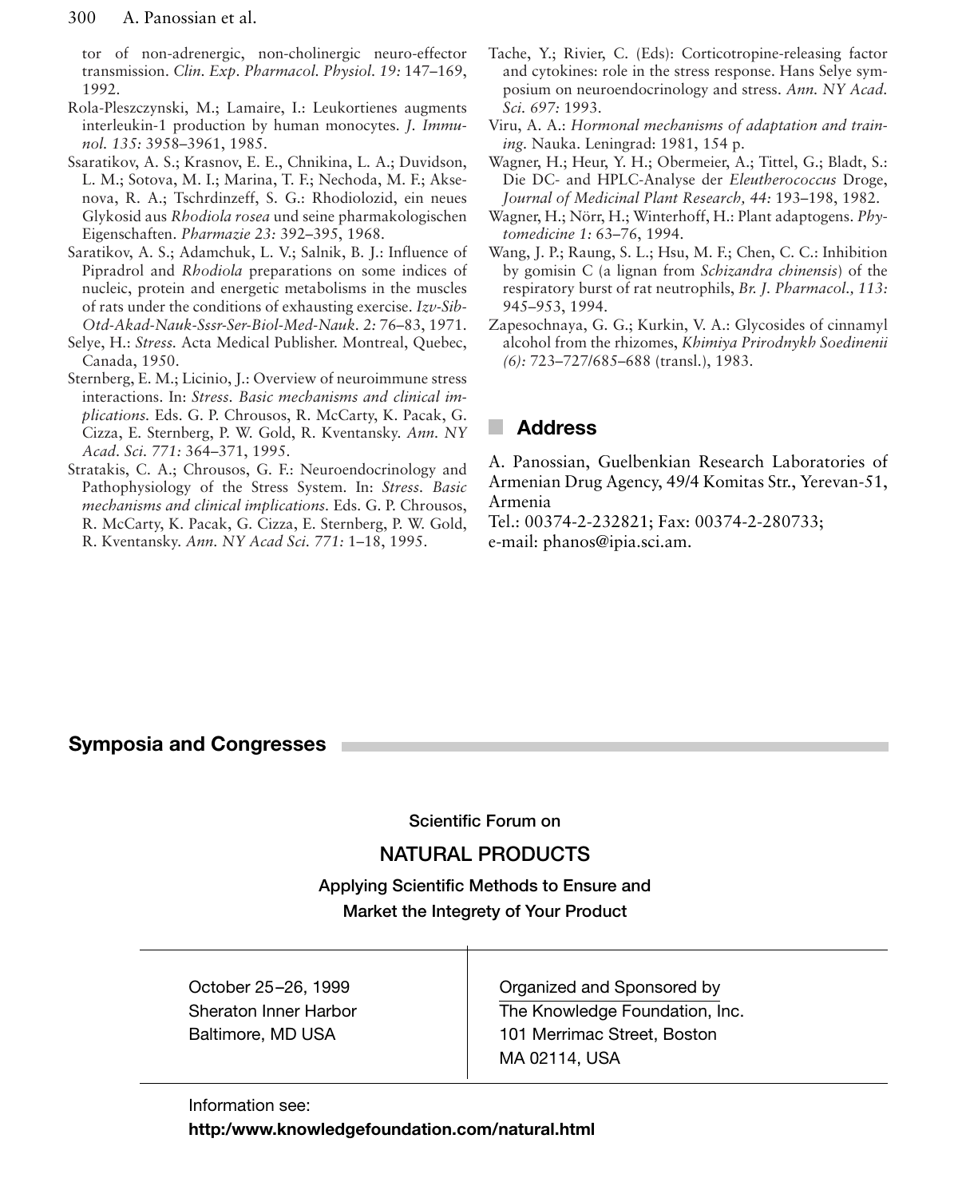tor of non-adrenergic, non-cholinergic neuro-effector transmission. *Clin. Exp. Pharmacol. Physiol. 19:* 147–169, 1992.

Rola-Pleszczynski, M.; Lamaire, I.: Leukortienes augments interleukin-1 production by human monocytes. *J. Immunol. 135:* 3958–3961, 1985.

Ssaratikov, A. S.; Krasnov, E. E., Chnikina, L. A.; Duvidson, L. M.; Sotova, M. I.; Marina, T. F.; Nechoda, M. F.; Aksenova, R. A.; Tschrdinzeff, S. G.: Rhodiolozid, ein neues Glykosid aus *Rhodiola rosea* und seine pharmakologischen Eigenschaften. *Pharmazie 23:* 392–395, 1968.

Saratikov, A. S.; Adamchuk, L. V.; Salnik, B. J.: Influence of Pipradrol and *Rhodiola* preparations on some indices of nucleic, protein and energetic metabolisms in the muscles of rats under the conditions of exhausting exercise. *Izv-Sib-Otd-Akad-Nauk-Sssr-Ser-Biol-Med-Nauk. 2:* 76–83, 1971.

Selye, H.: *Stress.* Acta Medical Publisher. Montreal, Quebec, Canada, 1950.

Sternberg, E. M.; Licinio, J.: Overview of neuroimmune stress interactions. In: *Stress. Basic mechanisms and clinical implications.* Eds. G. P. Chrousos, R. McCarty, K. Pacak, G. Cizza, E. Sternberg, P. W. Gold, R. Kventansky. *Ann. NY Acad. Sci. 771:* 364–371, 1995.

Stratakis, C. A.; Chrousos, G. F.: Neuroendocrinology and Pathophysiology of the Stress System. In: *Stress. Basic mechanisms and clinical implications.* Eds. G. P. Chrousos, R. McCarty, K. Pacak, G. Cizza, E. Sternberg, P. W. Gold, R. Kventansky. *Ann. NY Acad Sci. 771:* 1–18, 1995.

Tache, Y.; Rivier, C. (Eds): Corticotropine-releasing factor and cytokines: role in the stress response. Hans Selye symposium on neuroendocrinology and stress. *Ann. NY Acad. Sci. 697:* 1993.

Viru, A. A.: *Hormonal mechanisms of adaptation and training.* Nauka. Leningrad: 1981, 154 p.

Wagner, H.; Heur, Y. H.; Obermeier, A.; Tittel, G.; Bladt, S.: Die DC- and HPLC-Analyse der *Eleutherococcus* Droge, *Journal of Medicinal Plant Research, 44:* 193–198, 1982.

Wagner, H.; Nörr, H.; Winterhoff, H.: Plant adaptogens. *Phytomedicine 1:* 63–76, 1994.

Wang, J. P.; Raung, S. L.; Hsu, M. F.; Chen, C. C.: Inhibition by gomisin C (a lignan from *Schizandra chinensis*) of the respiratory burst of rat neutrophils, *Br. J. Pharmacol., 113:* 945–953, 1994.

Zapesochnaya, G. G.; Kurkin, V. A.: Glycosides of cinnamyl alcohol from the rhizomes, *Khimiya Prirodnykh Soedinenii (6):* 723–727/685–688 (transl.), 1983.

## Address

A. Panossian, Guelbenkian Research Laboratories of Armenian Drug Agency, 49/4 Komitas Str., Yerevan-51, Armenia
Tel.: 00374-2-232821; Fax: 00374-2-280733;
e-mail: phanos@ipia.sci.am.

## Symposia and Congresses

**Scientific Forum on**

**NATURAL PRODUCTS**

**Applying Scientific Methods to Ensure and Market the Integrity of Your Product**

October 25–26, 1999
Sheraton Inner Harbor
Baltimore, MD USA

Organized and Sponsored by
The Knowledge Foundation, Inc.
101 Merrimac Street, Boston
MA 02114, USA

Information see:
**http:/www.knowledgefoundation.com/natural.html**